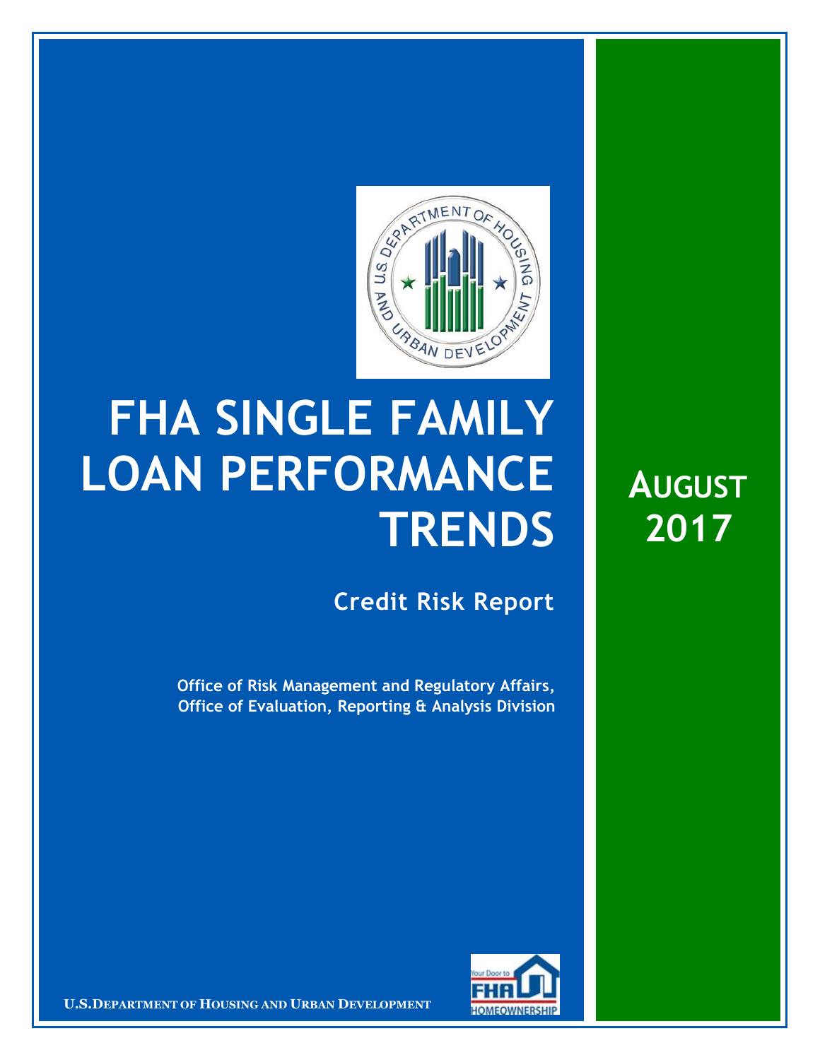# FHA SINGLE FAMILY LOAN PERFORMANCE TRENDS

## AUGUST 2017

### Credit Risk Report

**Office of Risk Management and Regulatory Affairs, Office of Evaluation, Reporting & Analysis Division**

**U.S. DEPARTMENT OF HOUSING AND URBAN DEVELOPMENT**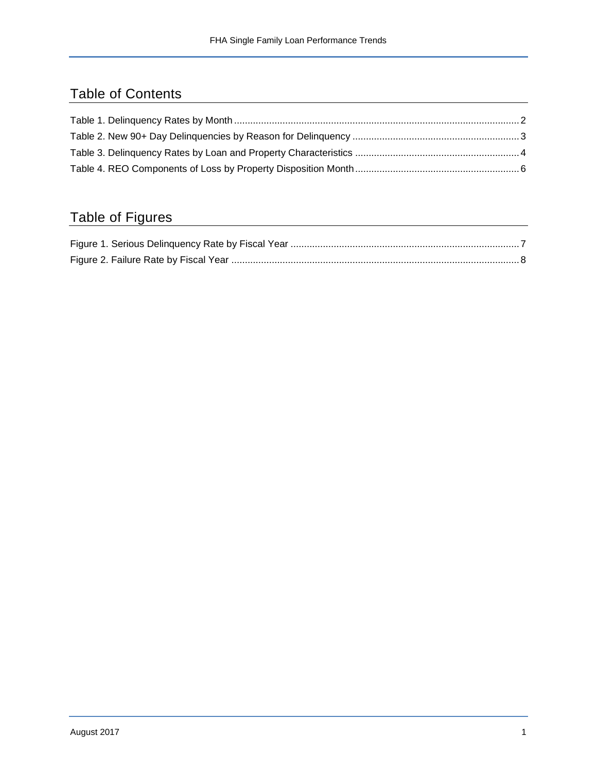## Table of Contents

Table 1. Delinquency Rates by Month ........................................................................................................ 2
Table 2. New 90+ Day Delinquencies by Reason for Delinquency ............................................................ 3
Table 3. Delinquency Rates by Loan and Property Characteristics ............................................................ 4
Table 4. REO Components of Loss by Property Disposition Month ........................................................... 6

## Table of Figures

Figure 1. Serious Delinquency Rate by Fiscal Year ..................................................................................... 7
Figure 2. Failure Rate by Fiscal Year .......................................................................................................... 8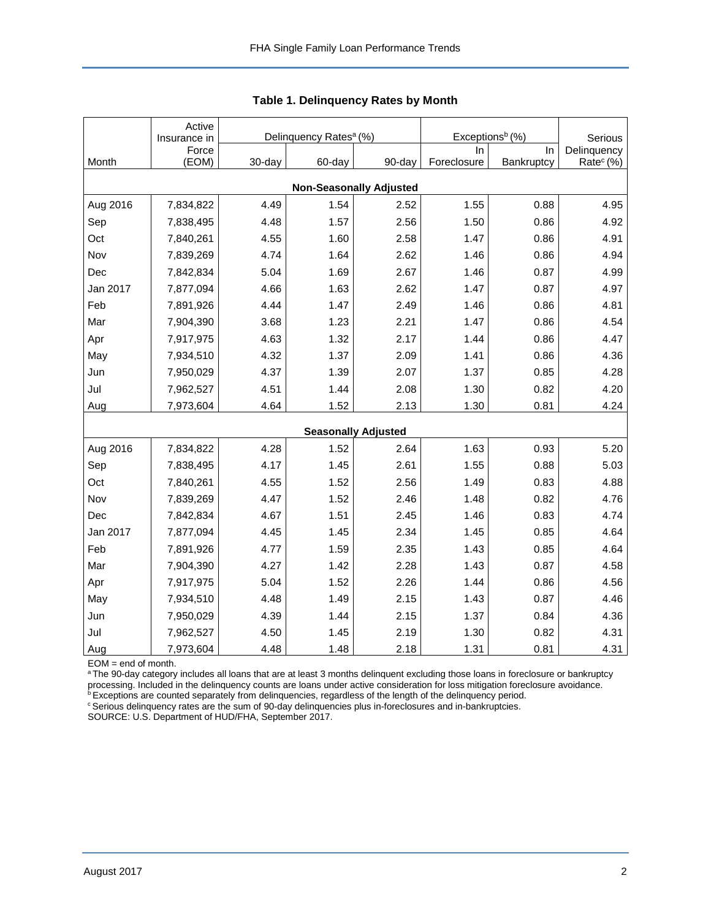**Table 1. Delinquency Rates by Month**

| Month | Active Insurance in Force (EOM) | Delinquency Rates[a] (%) | | | Exceptions[b] (%) | | Serious Delinquency Rate[c] (%) |
|---|---|---|---|---|---|---|---|
| | | 30-day | 60-day | 90-day | In Foreclosure | In Bankruptcy | |
| **Non-Seasonally Adjusted** | | | | | | | |
| Aug 2016 | 7,834,822 | 4.49 | 1.54 | 2.52 | 1.55 | 0.88 | 4.95 |
| Sep | 7,838,495 | 4.48 | 1.57 | 2.56 | 1.50 | 0.86 | 4.92 |
| Oct | 7,840,261 | 4.55 | 1.60 | 2.58 | 1.47 | 0.86 | 4.91 |
| Nov | 7,839,269 | 4.74 | 1.64 | 2.62 | 1.46 | 0.86 | 4.94 |
| Dec | 7,842,834 | 5.04 | 1.69 | 2.67 | 1.46 | 0.87 | 4.99 |
| Jan 2017 | 7,877,094 | 4.66 | 1.63 | 2.62 | 1.47 | 0.87 | 4.97 |
| Feb | 7,891,926 | 4.44 | 1.47 | 2.49 | 1.46 | 0.86 | 4.81 |
| Mar | 7,904,390 | 3.68 | 1.23 | 2.21 | 1.47 | 0.86 | 4.54 |
| Apr | 7,917,975 | 4.63 | 1.32 | 2.17 | 1.44 | 0.86 | 4.47 |
| May | 7,934,510 | 4.32 | 1.37 | 2.09 | 1.41 | 0.86 | 4.36 |
| Jun | 7,950,029 | 4.37 | 1.39 | 2.07 | 1.37 | 0.85 | 4.28 |
| Jul | 7,962,527 | 4.51 | 1.44 | 2.08 | 1.30 | 0.82 | 4.20 |
| Aug | 7,973,604 | 4.64 | 1.52 | 2.13 | 1.30 | 0.81 | 4.24 |
| **Seasonally Adjusted** | | | | | | | |
| Aug 2016 | 7,834,822 | 4.28 | 1.52 | 2.64 | 1.63 | 0.93 | 5.20 |
| Sep | 7,838,495 | 4.17 | 1.45 | 2.61 | 1.55 | 0.88 | 5.03 |
| Oct | 7,840,261 | 4.55 | 1.52 | 2.56 | 1.49 | 0.83 | 4.88 |
| Nov | 7,839,269 | 4.47 | 1.52 | 2.46 | 1.48 | 0.82 | 4.76 |
| Dec | 7,842,834 | 4.67 | 1.51 | 2.45 | 1.46 | 0.83 | 4.74 |
| Jan 2017 | 7,877,094 | 4.45 | 1.45 | 2.34 | 1.45 | 0.85 | 4.64 |
| Feb | 7,891,926 | 4.77 | 1.59 | 2.35 | 1.43 | 0.85 | 4.64 |
| Mar | 7,904,390 | 4.27 | 1.42 | 2.28 | 1.43 | 0.87 | 4.58 |
| Apr | 7,917,975 | 5.04 | 1.52 | 2.26 | 1.44 | 0.86 | 4.56 |
| May | 7,934,510 | 4.48 | 1.49 | 2.15 | 1.43 | 0.87 | 4.46 |
| Jun | 7,950,029 | 4.39 | 1.44 | 2.15 | 1.37 | 0.84 | 4.36 |
| Jul | 7,962,527 | 4.50 | 1.45 | 2.19 | 1.30 | 0.82 | 4.31 |
| Aug | 7,973,604 | 4.48 | 1.48 | 2.18 | 1.31 | 0.81 | 4.31 |

EOM = end of month.

[a] The 90-day category includes all loans that are at least 3 months delinquent excluding those loans in foreclosure or bankruptcy processing. Included in the delinquency counts are loans under active consideration for loss mitigation foreclosure avoidance.

[b] Exceptions are counted separately from delinquencies, regardless of the length of the delinquency period.

[c] Serious delinquency rates are the sum of 90-day delinquencies plus in-foreclosures and in-bankruptcies.

SOURCE: U.S. Department of HUD/FHA, September 2017.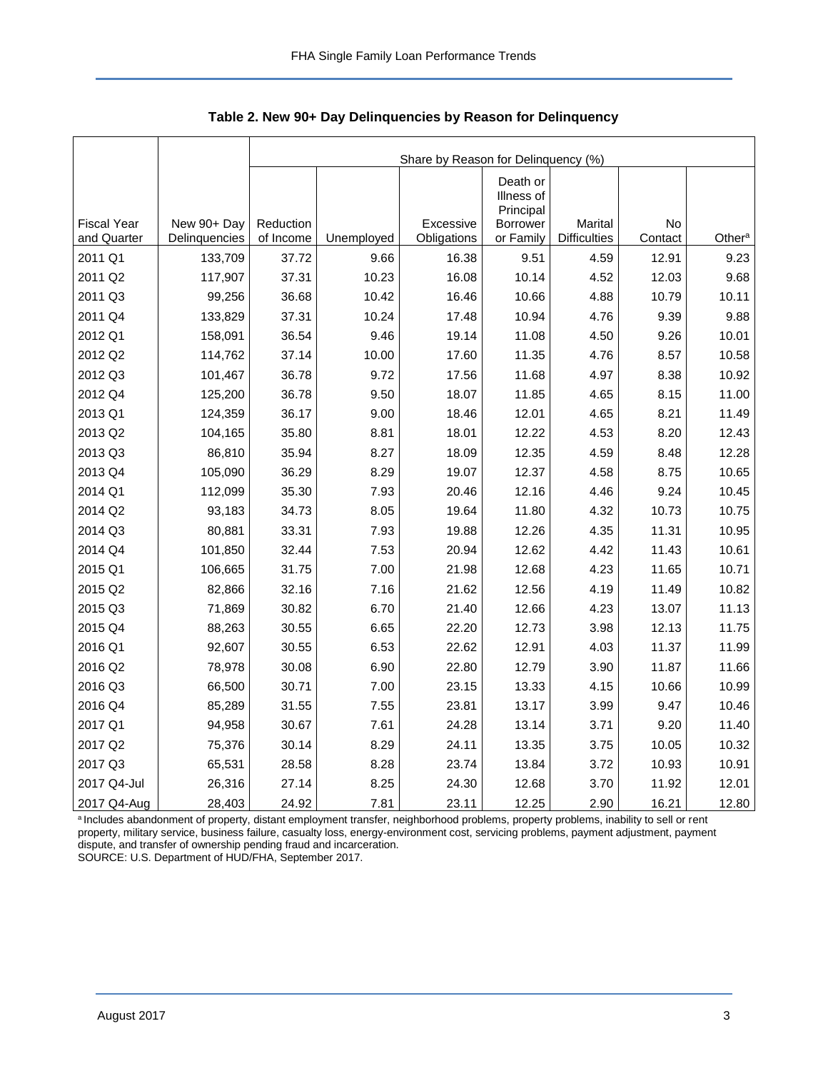**Table 2. New 90+ Day Delinquencies by Reason for Delinquency**

| | | Share by Reason for Delinquency (%) | | | | | | |
|---|---|---|---|---|---|---|---|---|
| Fiscal Year and Quarter | New 90+ Day Delinquencies | Reduction of Income | Unemployed | Excessive Obligations | Death or Illness of Principal Borrower or Family | Marital Difficulties | No Contact | Other[a] |
| 2011 Q1 | 133,709 | 37.72 | 9.66 | 16.38 | 9.51 | 4.59 | 12.91 | 9.23 |
| 2011 Q2 | 117,907 | 37.31 | 10.23 | 16.08 | 10.14 | 4.52 | 12.03 | 9.68 |
| 2011 Q3 | 99,256 | 36.68 | 10.42 | 16.46 | 10.66 | 4.88 | 10.79 | 10.11 |
| 2011 Q4 | 133,829 | 37.31 | 10.24 | 17.48 | 10.94 | 4.76 | 9.39 | 9.88 |
| 2012 Q1 | 158,091 | 36.54 | 9.46 | 19.14 | 11.08 | 4.50 | 9.26 | 10.01 |
| 2012 Q2 | 114,762 | 37.14 | 10.00 | 17.60 | 11.35 | 4.76 | 8.57 | 10.58 |
| 2012 Q3 | 101,467 | 36.78 | 9.72 | 17.56 | 11.68 | 4.97 | 8.38 | 10.92 |
| 2012 Q4 | 125,200 | 36.78 | 9.50 | 18.07 | 11.85 | 4.65 | 8.15 | 11.00 |
| 2013 Q1 | 124,359 | 36.17 | 9.00 | 18.46 | 12.01 | 4.65 | 8.21 | 11.49 |
| 2013 Q2 | 104,165 | 35.80 | 8.81 | 18.01 | 12.22 | 4.53 | 8.20 | 12.43 |
| 2013 Q3 | 86,810 | 35.94 | 8.27 | 18.09 | 12.35 | 4.59 | 8.48 | 12.28 |
| 2013 Q4 | 105,090 | 36.29 | 8.29 | 19.07 | 12.37 | 4.58 | 8.75 | 10.65 |
| 2014 Q1 | 112,099 | 35.30 | 7.93 | 20.46 | 12.16 | 4.46 | 9.24 | 10.45 |
| 2014 Q2 | 93,183 | 34.73 | 8.05 | 19.64 | 11.80 | 4.32 | 10.73 | 10.75 |
| 2014 Q3 | 80,881 | 33.31 | 7.93 | 19.88 | 12.26 | 4.35 | 11.31 | 10.95 |
| 2014 Q4 | 101,850 | 32.44 | 7.53 | 20.94 | 12.62 | 4.42 | 11.43 | 10.61 |
| 2015 Q1 | 106,665 | 31.75 | 7.00 | 21.98 | 12.68 | 4.23 | 11.65 | 10.71 |
| 2015 Q2 | 82,866 | 32.16 | 7.16 | 21.62 | 12.56 | 4.19 | 11.49 | 10.82 |
| 2015 Q3 | 71,869 | 30.82 | 6.70 | 21.40 | 12.66 | 4.23 | 13.07 | 11.13 |
| 2015 Q4 | 88,263 | 30.55 | 6.65 | 22.20 | 12.73 | 3.98 | 12.13 | 11.75 |
| 2016 Q1 | 92,607 | 30.55 | 6.53 | 22.62 | 12.91 | 4.03 | 11.37 | 11.99 |
| 2016 Q2 | 78,978 | 30.08 | 6.90 | 22.80 | 12.79 | 3.90 | 11.87 | 11.66 |
| 2016 Q3 | 66,500 | 30.71 | 7.00 | 23.15 | 13.33 | 4.15 | 10.66 | 10.99 |
| 2016 Q4 | 85,289 | 31.55 | 7.55 | 23.81 | 13.17 | 3.99 | 9.47 | 10.46 |
| 2017 Q1 | 94,958 | 30.67 | 7.61 | 24.28 | 13.14 | 3.71 | 9.20 | 11.40 |
| 2017 Q2 | 75,376 | 30.14 | 8.29 | 24.11 | 13.35 | 3.75 | 10.05 | 10.32 |
| 2017 Q3 | 65,531 | 28.58 | 8.28 | 23.74 | 13.84 | 3.72 | 10.93 | 10.91 |
| 2017 Q4-Jul | 26,316 | 27.14 | 8.25 | 24.30 | 12.68 | 3.70 | 11.92 | 12.01 |
| 2017 Q4-Aug | 28,403 | 24.92 | 7.81 | 23.11 | 12.25 | 2.90 | 16.21 | 12.80 |

[a] Includes abandonment of property, distant employment transfer, neighborhood problems, property problems, inability to sell or rent property, military service, business failure, casualty loss, energy-environment cost, servicing problems, payment adjustment, payment dispute, and transfer of ownership pending fraud and incarceration.

SOURCE: U.S. Department of HUD/FHA, September 2017.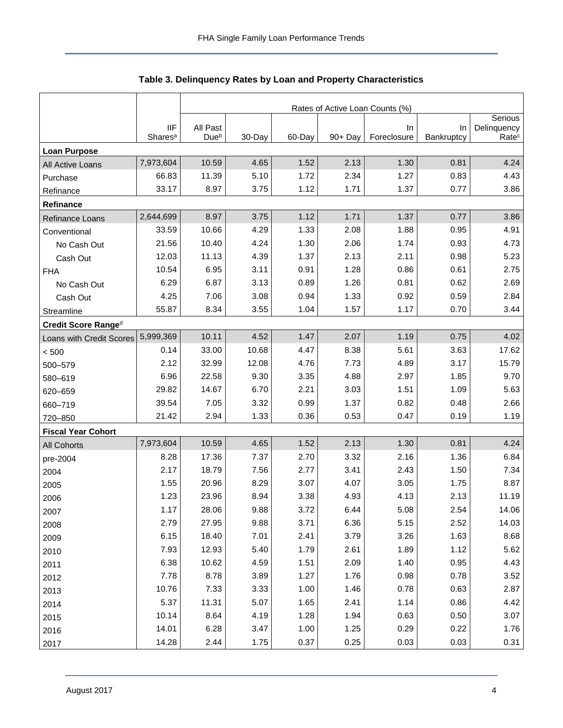## Table 3. Delinquency Rates by Loan and Property Characteristics

| | | Rates of Active Loan Counts (%) | | | | | | |
|---|---|---|---|---|---|---|---|---|
| | IIF Shares[a] | All Past Due[b] | 30-Day | 60-Day | 90+ Day | In Foreclosure | In Bankruptcy | Serious Delinquency Rate[c] |
| **Loan Purpose** | | | | | | | | |
| All Active Loans | 7,973,604 | 10.59 | 4.65 | 1.52 | 2.13 | 1.30 | 0.81 | 4.24 |
| Purchase | 66.83 | 11.39 | 5.10 | 1.72 | 2.34 | 1.27 | 0.83 | 4.43 |
| Refinance | 33.17 | 8.97 | 3.75 | 1.12 | 1.71 | 1.37 | 0.77 | 3.86 |
| **Refinance** | | | | | | | | |
| Refinance Loans | 2,644,699 | 8.97 | 3.75 | 1.12 | 1.71 | 1.37 | 0.77 | 3.86 |
| Conventional | 33.59 | 10.66 | 4.29 | 1.33 | 2.08 | 1.88 | 0.95 | 4.91 |
| No Cash Out | 21.56 | 10.40 | 4.24 | 1.30 | 2.06 | 1.74 | 0.93 | 4.73 |
| Cash Out | 12.03 | 11.13 | 4.39 | 1.37 | 2.13 | 2.11 | 0.98 | 5.23 |
| FHA | 10.54 | 6.95 | 3.11 | 0.91 | 1.28 | 0.86 | 0.61 | 2.75 |
| No Cash Out | 6.29 | 6.87 | 3.13 | 0.89 | 1.26 | 0.81 | 0.62 | 2.69 |
| Cash Out | 4.25 | 7.06 | 3.08 | 0.94 | 1.33 | 0.92 | 0.59 | 2.84 |
| Streamline | 55.87 | 8.34 | 3.55 | 1.04 | 1.57 | 1.17 | 0.70 | 3.44 |
| **Credit Score Range[d]** | | | | | | | | |
| Loans with Credit Scores | 5,999,369 | 10.11 | 4.52 | 1.47 | 2.07 | 1.19 | 0.75 | 4.02 |
| < 500 | 0.14 | 33.00 | 10.68 | 4.47 | 8.38 | 5.61 | 3.63 | 17.62 |
| 500–579 | 2.12 | 32.99 | 12.08 | 4.76 | 7.73 | 4.89 | 3.17 | 15.79 |
| 580–619 | 6.96 | 22.58 | 9.30 | 3.35 | 4.88 | 2.97 | 1.85 | 9.70 |
| 620–659 | 29.82 | 14.67 | 6.70 | 2.21 | 3.03 | 1.51 | 1.09 | 5.63 |
| 660–719 | 39.54 | 7.05 | 3.32 | 0.99 | 1.37 | 0.82 | 0.48 | 2.66 |
| 720–850 | 21.42 | 2.94 | 1.33 | 0.36 | 0.53 | 0.47 | 0.19 | 1.19 |
| **Fiscal Year Cohort** | | | | | | | | |
| All Cohorts | 7,973,604 | 10.59 | 4.65 | 1.52 | 2.13 | 1.30 | 0.81 | 4.24 |
| pre-2004 | 8.28 | 17.36 | 7.37 | 2.70 | 3.32 | 2.16 | 1.36 | 6.84 |
| 2004 | 2.17 | 18.79 | 7.56 | 2.77 | 3.41 | 2.43 | 1.50 | 7.34 |
| 2005 | 1.55 | 20.96 | 8.29 | 3.07 | 4.07 | 3.05 | 1.75 | 8.87 |
| 2006 | 1.23 | 23.96 | 8.94 | 3.38 | 4.93 | 4.13 | 2.13 | 11.19 |
| 2007 | 1.17 | 28.06 | 9.88 | 3.72 | 6.44 | 5.08 | 2.54 | 14.06 |
| 2008 | 2.79 | 27.95 | 9.88 | 3.71 | 6.36 | 5.15 | 2.52 | 14.03 |
| 2009 | 6.15 | 18.40 | 7.01 | 2.41 | 3.79 | 3.26 | 1.63 | 8.68 |
| 2010 | 7.93 | 12.93 | 5.40 | 1.79 | 2.61 | 1.89 | 1.12 | 5.62 |
| 2011 | 6.38 | 10.62 | 4.59 | 1.51 | 2.09 | 1.40 | 0.95 | 4.43 |
| 2012 | 7.78 | 8.78 | 3.89 | 1.27 | 1.76 | 0.98 | 0.78 | 3.52 |
| 2013 | 10.76 | 7.33 | 3.33 | 1.00 | 1.46 | 0.78 | 0.63 | 2.87 |
| 2014 | 5.37 | 11.31 | 5.07 | 1.65 | 2.41 | 1.14 | 0.86 | 4.42 |
| 2015 | 10.14 | 8.64 | 4.19 | 1.28 | 1.94 | 0.63 | 0.50 | 3.07 |
| 2016 | 14.01 | 6.28 | 3.47 | 1.00 | 1.25 | 0.29 | 0.22 | 1.76 |
| 2017 | 14.28 | 2.44 | 1.75 | 0.37 | 0.25 | 0.03 | 0.03 | 0.31 |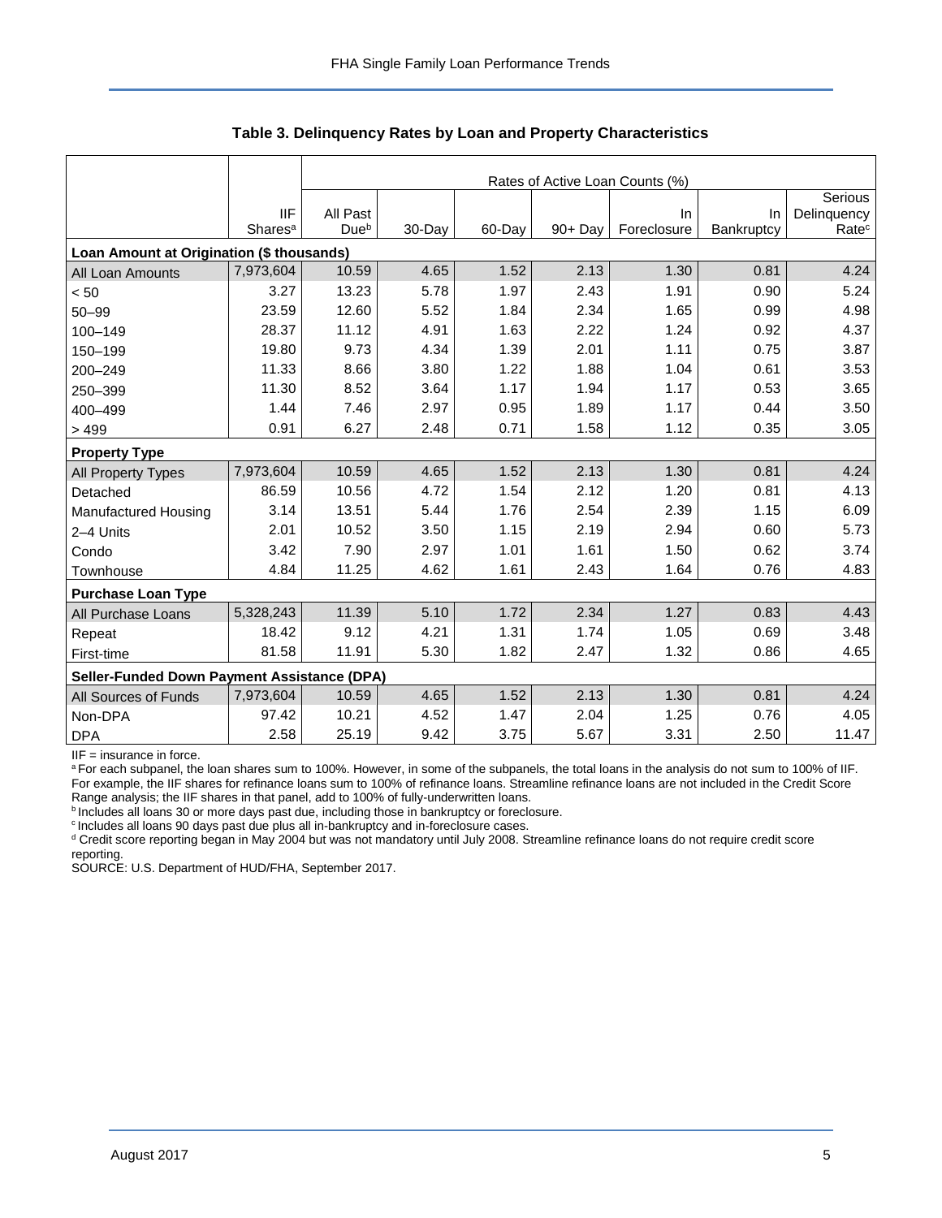**Table 3. Delinquency Rates by Loan and Property Characteristics**

| | IIF Shares[a] | Rates of Active Loan Counts (%) All Past Due[b] | 30-Day | 60-Day | 90+ Day | In Foreclosure | In Bankruptcy | Serious Delinquency Rate[c] |
|---|---|---|---|---|---|---|---|---|
| **Loan Amount at Origination ($ thousands)** | | | | | | | | |
| All Loan Amounts | 7,973,604 | 10.59 | 4.65 | 1.52 | 2.13 | 1.30 | 0.81 | 4.24 |
| < 50 | 3.27 | 13.23 | 5.78 | 1.97 | 2.43 | 1.91 | 0.90 | 5.24 |
| 50–99 | 23.59 | 12.60 | 5.52 | 1.84 | 2.34 | 1.65 | 0.99 | 4.98 |
| 100–149 | 28.37 | 11.12 | 4.91 | 1.63 | 2.22 | 1.24 | 0.92 | 4.37 |
| 150–199 | 19.80 | 9.73 | 4.34 | 1.39 | 2.01 | 1.11 | 0.75 | 3.87 |
| 200–249 | 11.33 | 8.66 | 3.80 | 1.22 | 1.88 | 1.04 | 0.61 | 3.53 |
| 250–399 | 11.30 | 8.52 | 3.64 | 1.17 | 1.94 | 1.17 | 0.53 | 3.65 |
| 400–499 | 1.44 | 7.46 | 2.97 | 0.95 | 1.89 | 1.17 | 0.44 | 3.50 |
| > 499 | 0.91 | 6.27 | 2.48 | 0.71 | 1.58 | 1.12 | 0.35 | 3.05 |
| **Property Type** | | | | | | | | |
| All Property Types | 7,973,604 | 10.59 | 4.65 | 1.52 | 2.13 | 1.30 | 0.81 | 4.24 |
| Detached | 86.59 | 10.56 | 4.72 | 1.54 | 2.12 | 1.20 | 0.81 | 4.13 |
| Manufactured Housing | 3.14 | 13.51 | 5.44 | 1.76 | 2.54 | 2.39 | 1.15 | 6.09 |
| 2–4 Units | 2.01 | 10.52 | 3.50 | 1.15 | 2.19 | 2.94 | 0.60 | 5.73 |
| Condo | 3.42 | 7.90 | 2.97 | 1.01 | 1.61 | 1.50 | 0.62 | 3.74 |
| Townhouse | 4.84 | 11.25 | 4.62 | 1.61 | 2.43 | 1.64 | 0.76 | 4.83 |
| **Purchase Loan Type** | | | | | | | | |
| All Purchase Loans | 5,328,243 | 11.39 | 5.10 | 1.72 | 2.34 | 1.27 | 0.83 | 4.43 |
| Repeat | 18.42 | 9.12 | 4.21 | 1.31 | 1.74 | 1.05 | 0.69 | 3.48 |
| First-time | 81.58 | 11.91 | 5.30 | 1.82 | 2.47 | 1.32 | 0.86 | 4.65 |
| **Seller-Funded Down Payment Assistance (DPA)** | | | | | | | | |
| All Sources of Funds | 7,973,604 | 10.59 | 4.65 | 1.52 | 2.13 | 1.30 | 0.81 | 4.24 |
| Non-DPA | 97.42 | 10.21 | 4.52 | 1.47 | 2.04 | 1.25 | 0.76 | 4.05 |
| DPA | 2.58 | 25.19 | 9.42 | 3.75 | 5.67 | 3.31 | 2.50 | 11.47 |

IIF = insurance in force.

[a] For each subpanel, the loan shares sum to 100%. However, in some of the subpanels, the total loans in the analysis do not sum to 100% of IIF. For example, the IIF shares for refinance loans sum to 100% of refinance loans. Streamline refinance loans are not included in the Credit Score Range analysis; the IIF shares in that panel, add to 100% of fully-underwritten loans.

[b] Includes all loans 30 or more days past due, including those in bankruptcy or foreclosure.

[c] Includes all loans 90 days past due plus all in-bankruptcy and in-foreclosure cases.

[d] Credit score reporting began in May 2004 but was not mandatory until July 2008. Streamline refinance loans do not require credit score reporting.

SOURCE: U.S. Department of HUD/FHA, September 2017.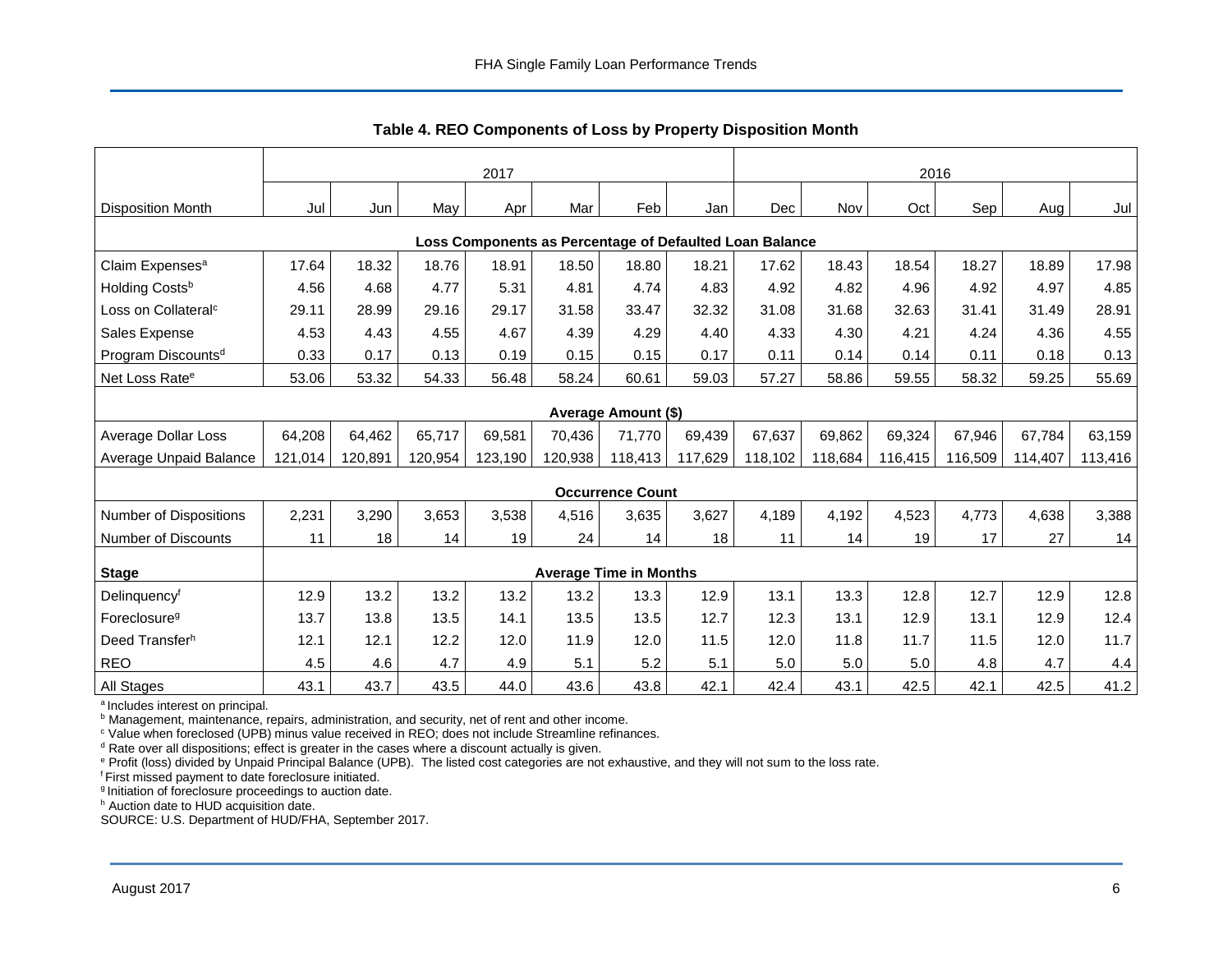## Table 4. REO Components of Loss by Property Disposition Month

| | 2017 | | | | | | | 2016 | | | | | |
|---|---|---|---|---|---|---|---|---|---|---|---|---|---|
| Disposition Month | Jul | Jun | May | Apr | Mar | Feb | Jan | Dec | Nov | Oct | Sep | Aug | Jul |
| **Loss Components as Percentage of Defaulted Loan Balance** | | | | | | | | | | | | | |
| Claim Expenses[a] | 17.64 | 18.32 | 18.76 | 18.91 | 18.50 | 18.80 | 18.21 | 17.62 | 18.43 | 18.54 | 18.27 | 18.89 | 17.98 |
| Holding Costs[b] | 4.56 | 4.68 | 4.77 | 5.31 | 4.81 | 4.74 | 4.83 | 4.92 | 4.82 | 4.96 | 4.92 | 4.97 | 4.85 |
| Loss on Collateral[c] | 29.11 | 28.99 | 29.16 | 29.17 | 31.58 | 33.47 | 32.32 | 31.08 | 31.68 | 32.63 | 31.41 | 31.49 | 28.91 |
| Sales Expense | 4.53 | 4.43 | 4.55 | 4.67 | 4.39 | 4.29 | 4.40 | 4.33 | 4.30 | 4.21 | 4.24 | 4.36 | 4.55 |
| Program Discounts[d] | 0.33 | 0.17 | 0.13 | 0.19 | 0.15 | 0.15 | 0.17 | 0.11 | 0.14 | 0.14 | 0.11 | 0.18 | 0.13 |
| Net Loss Rate[e] | 53.06 | 53.32 | 54.33 | 56.48 | 58.24 | 60.61 | 59.03 | 57.27 | 58.86 | 59.55 | 58.32 | 59.25 | 55.69 |
| **Average Amount ($)** | | | | | | | | | | | | | |
| Average Dollar Loss | 64,208 | 64,462 | 65,717 | 69,581 | 70,436 | 71,770 | 69,439 | 67,637 | 69,862 | 69,324 | 67,946 | 67,784 | 63,159 |
| Average Unpaid Balance | 121,014 | 120,891 | 120,954 | 123,190 | 120,938 | 118,413 | 117,629 | 118,102 | 118,684 | 116,415 | 116,509 | 114,407 | 113,416 |
| **Occurrence Count** | | | | | | | | | | | | | |
| Number of Dispositions | 2,231 | 3,290 | 3,653 | 3,538 | 4,516 | 3,635 | 3,627 | 4,189 | 4,192 | 4,523 | 4,773 | 4,638 | 3,388 |
| Number of Discounts | 11 | 18 | 14 | 19 | 24 | 14 | 18 | 11 | 14 | 19 | 17 | 27 | 14 |
| **Stage** | **Average Time in Months** | | | | | | | | | | | | |
| Delinquency[f] | 12.9 | 13.2 | 13.2 | 13.2 | 13.2 | 13.3 | 12.9 | 13.1 | 13.3 | 12.8 | 12.7 | 12.9 | 12.8 |
| Foreclosure[g] | 13.7 | 13.8 | 13.5 | 14.1 | 13.5 | 13.5 | 12.7 | 12.3 | 13.1 | 12.9 | 13.1 | 12.9 | 12.4 |
| Deed Transfer[h] | 12.1 | 12.1 | 12.2 | 12.0 | 11.9 | 12.0 | 11.5 | 12.0 | 11.8 | 11.7 | 11.5 | 12.0 | 11.7 |
| REO | 4.5 | 4.6 | 4.7 | 4.9 | 5.1 | 5.2 | 5.1 | 5.0 | 5.0 | 5.0 | 4.8 | 4.7 | 4.4 |
| All Stages | 43.1 | 43.7 | 43.5 | 44.0 | 43.6 | 43.8 | 42.1 | 42.4 | 43.1 | 42.5 | 42.1 | 42.5 | 41.2 |

[a] Includes interest on principal.
[b] Management, maintenance, repairs, administration, and security, net of rent and other income.
[c] Value when foreclosed (UPB) minus value received in REO; does not include Streamline refinances.
[d] Rate over all dispositions; effect is greater in the cases where a discount actually is given.
[e] Profit (loss) divided by Unpaid Principal Balance (UPB). The listed cost categories are not exhaustive, and they will not sum to the loss rate.
[f] First missed payment to date foreclosure initiated.
[g] Initiation of foreclosure proceedings to auction date.
[h] Auction date to HUD acquisition date.
SOURCE: U.S. Department of HUD/FHA, September 2017.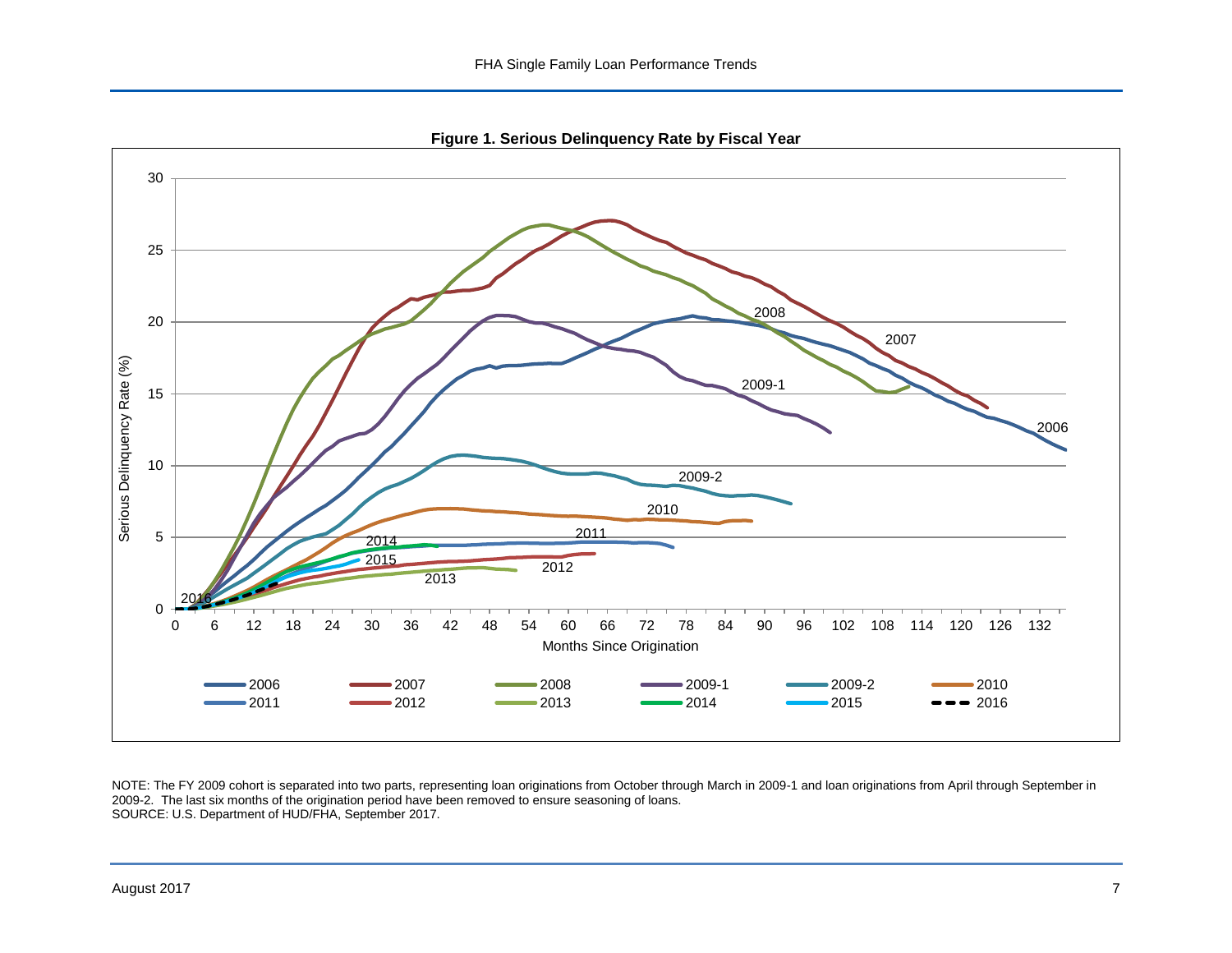**Figure 1. Serious Delinquency Rate by Fiscal Year**

NOTE: The FY 2009 cohort is separated into two parts, representing loan originations from October through March in 2009-1 and loan originations from April through September in 2009-2. The last six months of the origination period have been removed to ensure seasoning of loans.
SOURCE: U.S. Department of HUD/FHA, September 2017.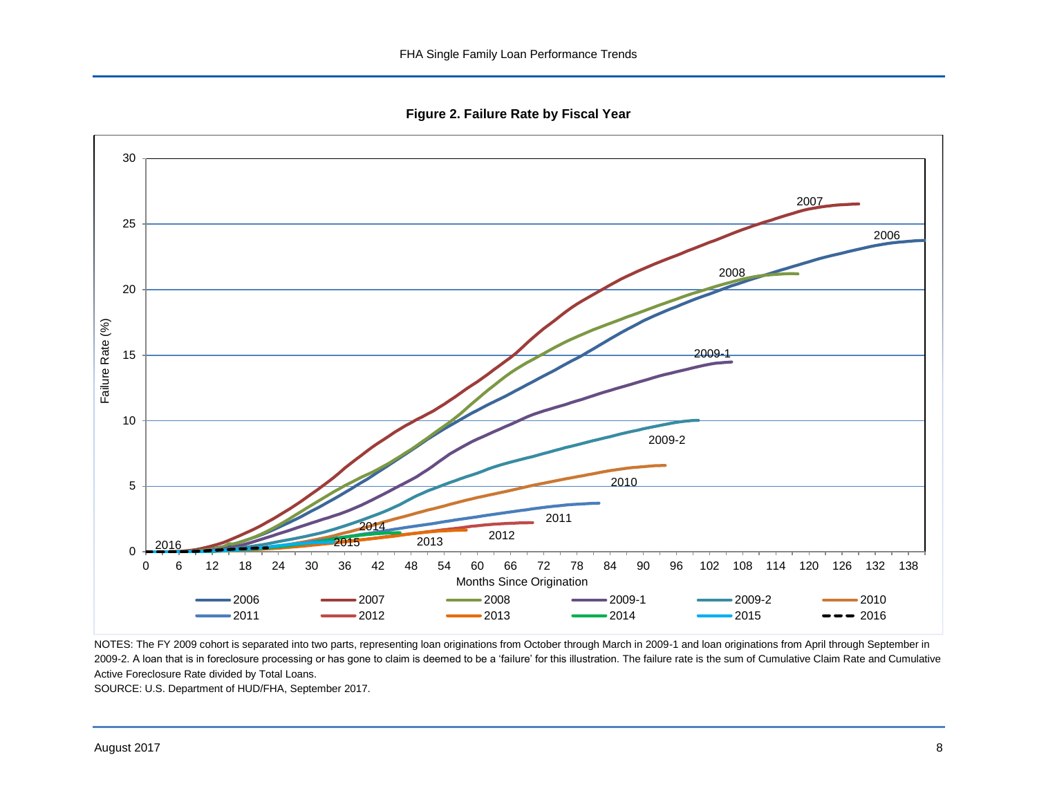**Figure 2. Failure Rate by Fiscal Year**

Failure Rate (%)

30
25
20
15
10
5
0

0 6 12 18 24 30 36 42 48 54 60 66 72 78 84 90 96 102 108 114 120 126 132 138

Months Since Origination

2007
2006
2008
2009-1
2009-2
2010
2011
2012
2013
2014
2015
2016

Legend: 2006, 2007, 2008, 2009-1, 2009-2, 2010, 2011, 2012, 2013, 2014, 2015, 2016

NOTES: The FY 2009 cohort is separated into two parts, representing loan originations from October through March in 2009-1 and loan originations from April through September in 2009-2. A loan that is in foreclosure processing or has gone to claim is deemed to be a 'failure' for this illustration. The failure rate is the sum of Cumulative Claim Rate and Cumulative Active Foreclosure Rate divided by Total Loans.

SOURCE: U.S. Department of HUD/FHA, September 2017.